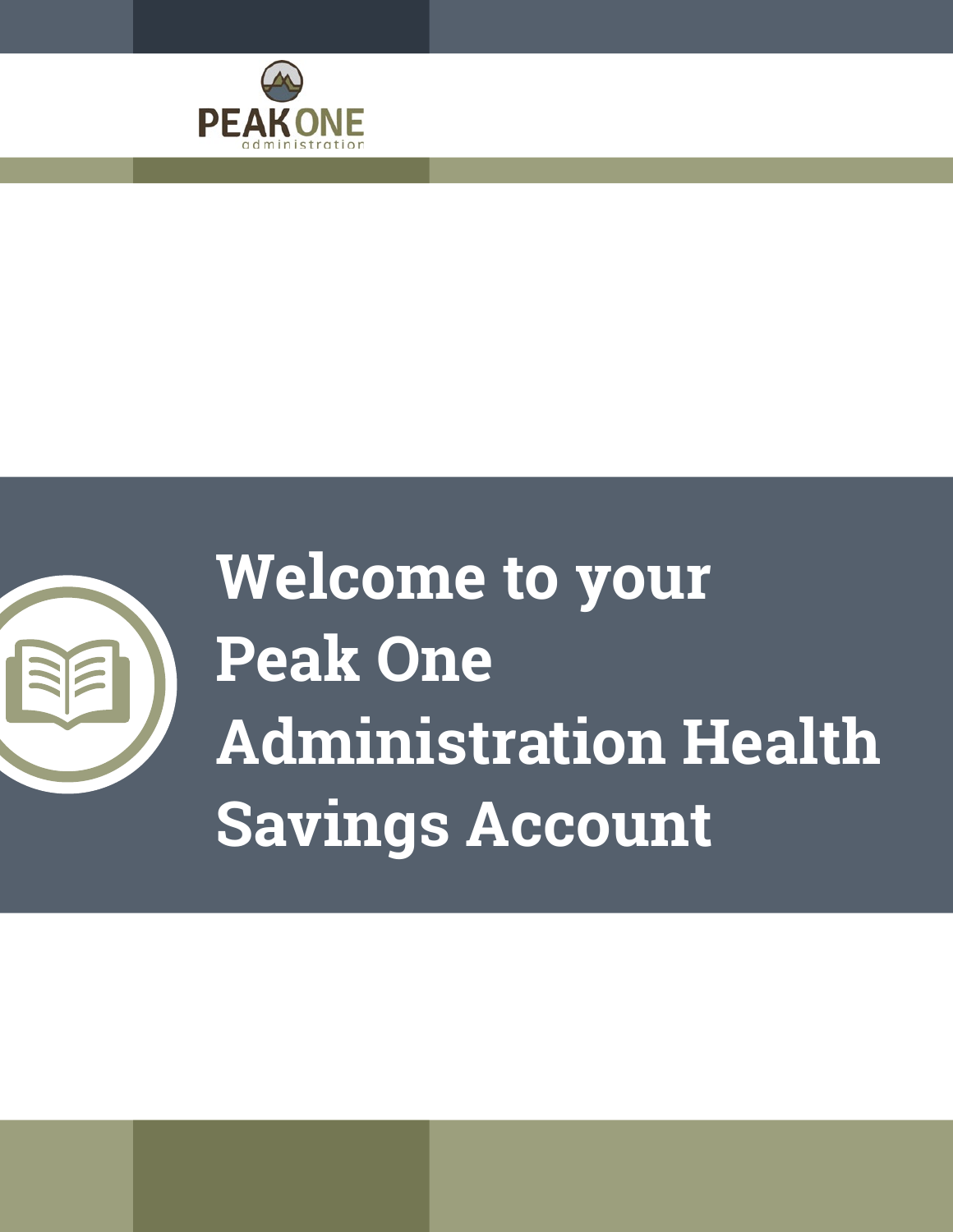PEAK ONE
administration

# Welcome to your Peak One Administration Health Savings Account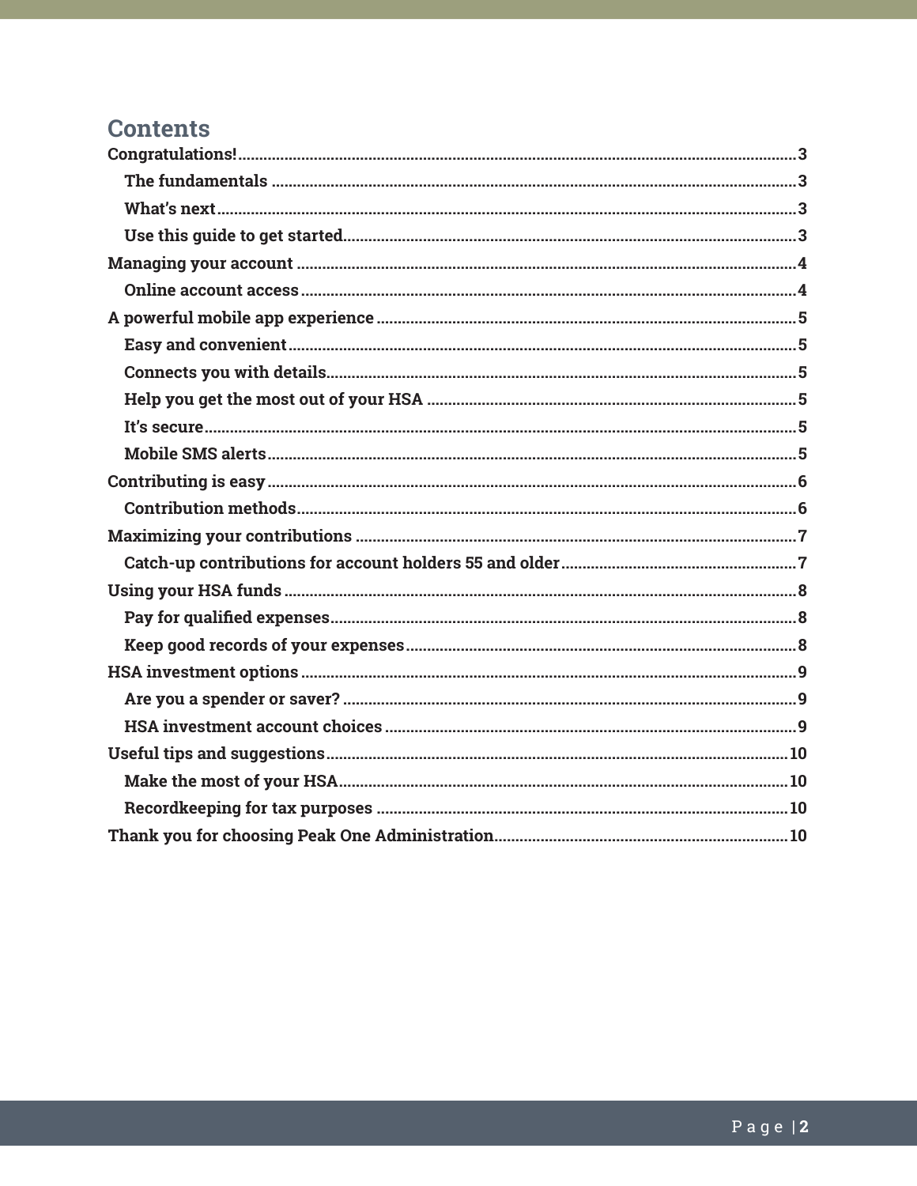# Contents

**Congratulations!** ........ 3
- **The fundamentals** ........ 3
- **What's next** ........ 3
- **Use this guide to get started** ........ 3

**Managing your account** ........ 4
- **Online account access** ........ 4

**A powerful mobile app experience** ........ 5
- **Easy and convenient** ........ 5
- **Connects you with details** ........ 5
- **Help you get the most out of your HSA** ........ 5
- **It's secure** ........ 5
- **Mobile SMS alerts** ........ 5

**Contributing is easy** ........ 6
- **Contribution methods** ........ 6

**Maximizing your contributions** ........ 7
- **Catch-up contributions for account holders 55 and older** ........ 7

**Using your HSA funds** ........ 8
- **Pay for qualified expenses** ........ 8
- **Keep good records of your expenses** ........ 8

**HSA investment options** ........ 9
- **Are you a spender or saver?** ........ 9
- **HSA investment account choices** ........ 9

**Useful tips and suggestions** ........ 10
- **Make the most of your HSA** ........ 10
- **Recordkeeping for tax purposes** ........ 10

**Thank you for choosing Peak One Administration** ........ 10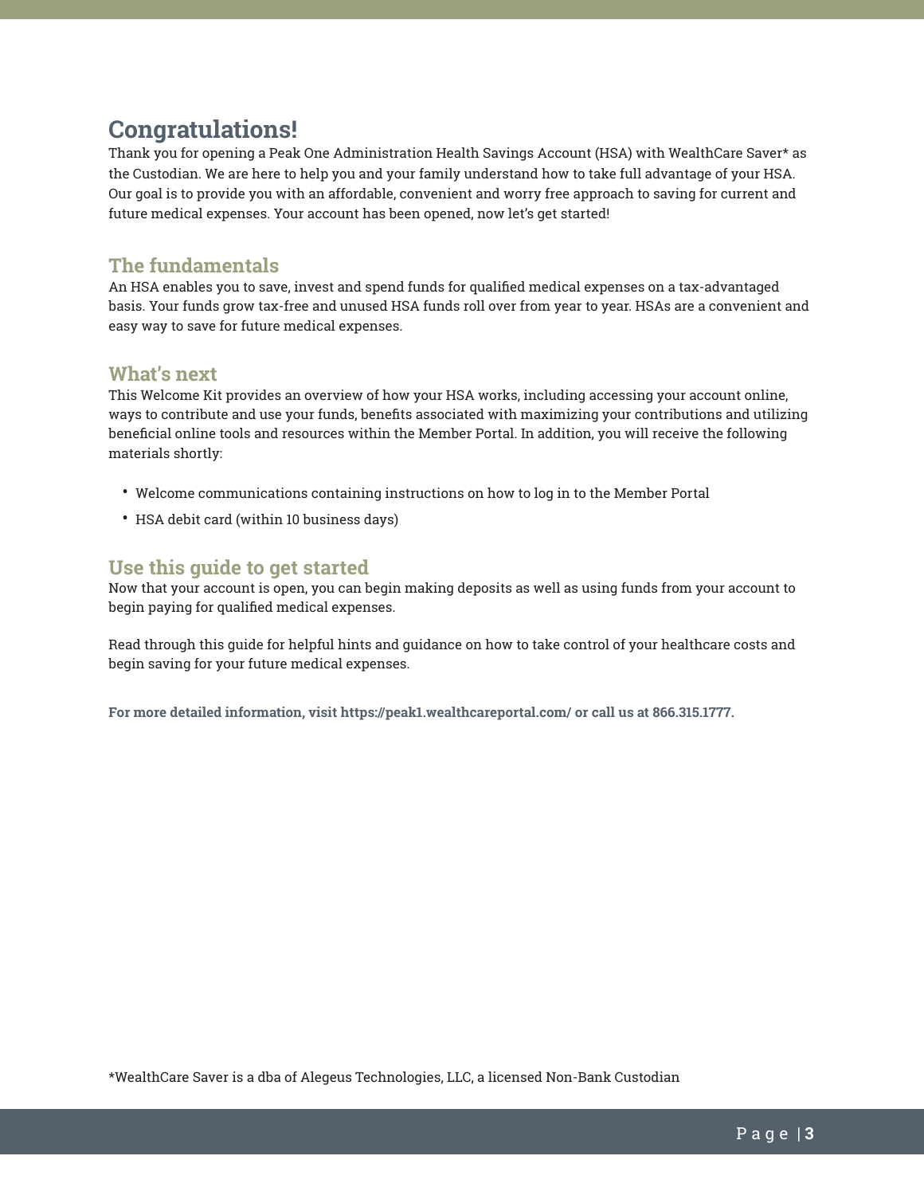# Congratulations!

Thank you for opening a Peak One Administration Health Savings Account (HSA) with WealthCare Saver* as the Custodian. We are here to help you and your family understand how to take full advantage of your HSA. Our goal is to provide you with an affordable, convenient and worry free approach to saving for current and future medical expenses. Your account has been opened, now let's get started!

## The fundamentals

An HSA enables you to save, invest and spend funds for qualified medical expenses on a tax-advantaged basis. Your funds grow tax-free and unused HSA funds roll over from year to year. HSAs are a convenient and easy way to save for future medical expenses.

## What's next

This Welcome Kit provides an overview of how your HSA works, including accessing your account online, ways to contribute and use your funds, benefits associated with maximizing your contributions and utilizing beneficial online tools and resources within the Member Portal. In addition, you will receive the following materials shortly:

- Welcome communications containing instructions on how to log in to the Member Portal
- HSA debit card (within 10 business days)

## Use this guide to get started

Now that your account is open, you can begin making deposits as well as using funds from your account to begin paying for qualified medical expenses.

Read through this guide for helpful hints and guidance on how to take control of your healthcare costs and begin saving for your future medical expenses.

**For more detailed information, visit https://peak1.wealthcareportal.com/ or call us at 866.315.1777.**

*WealthCare Saver is a dba of Alegeus Technologies, LLC, a licensed Non-Bank Custodian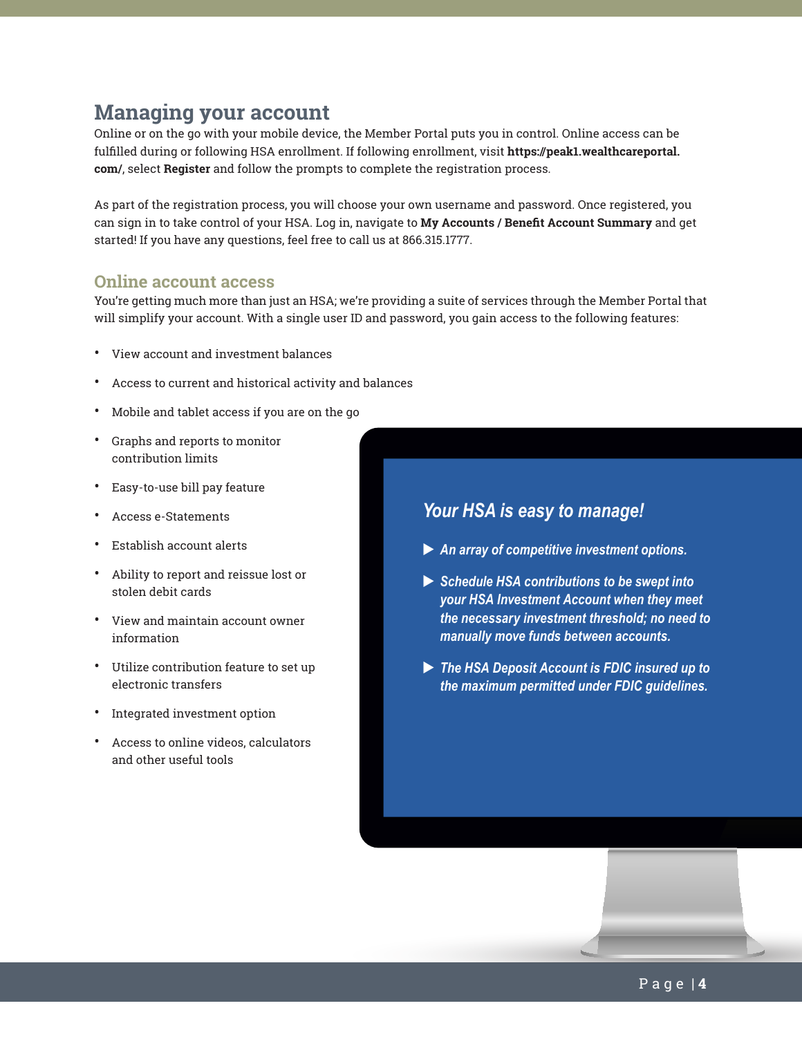## Managing your account

Online or on the go with your mobile device, the Member Portal puts you in control. Online access can be fulfilled during or following HSA enrollment. If following enrollment, visit **https://peak1.wealthcareportal.com/**, select **Register** and follow the prompts to complete the registration process.

As part of the registration process, you will choose your own username and password. Once registered, you can sign in to take control of your HSA. Log in, navigate to **My Accounts / Benefit Account Summary** and get started! If you have any questions, feel free to call us at 866.315.1777.

### Online account access

You're getting much more than just an HSA; we're providing a suite of services through the Member Portal that will simplify your account. With a single user ID and password, you gain access to the following features:

- View account and investment balances
- Access to current and historical activity and balances
- Mobile and tablet access if you are on the go
- Graphs and reports to monitor contribution limits
- Easy-to-use bill pay feature
- Access e-Statements
- Establish account alerts
- Ability to report and reissue lost or stolen debit cards
- View and maintain account owner information
- Utilize contribution feature to set up electronic transfers
- Integrated investment option
- Access to online videos, calculators and other useful tools

***Your HSA is easy to manage!***

- ***An array of competitive investment options.***
- ***Schedule HSA contributions to be swept into your HSA Investment Account when they meet the necessary investment threshold; no need to manually move funds between accounts.***
- ***The HSA Deposit Account is FDIC insured up to the maximum permitted under FDIC guidelines.***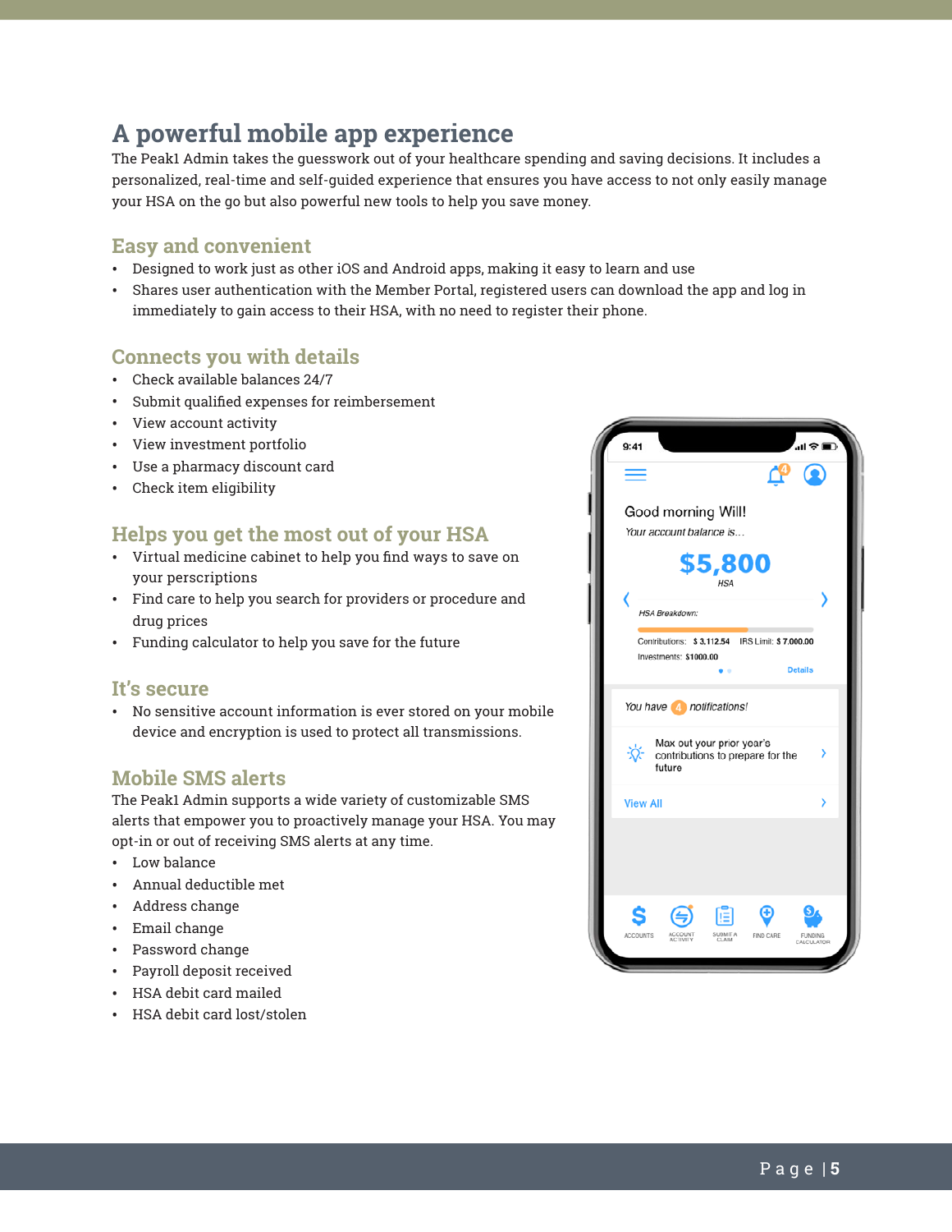# A powerful mobile app experience

The Peak1 Admin takes the guesswork out of your healthcare spending and saving decisions. It includes a personalized, real-time and self-guided experience that ensures you have access to not only easily manage your HSA on the go but also powerful new tools to help you save money.

## Easy and convenient

- Designed to work just as other iOS and Android apps, making it easy to learn and use
- Shares user authentication with the Member Portal, registered users can download the app and log in immediately to gain access to their HSA, with no need to register their phone.

## Connects you with details

- Check available balances 24/7
- Submit qualified expenses for reimbersement
- View account activity
- View investment portfolio
- Use a pharmacy discount card
- Check item eligibility

## Helps you get the most out of your HSA

- Virtual medicine cabinet to help you find ways to save on your perscriptions
- Find care to help you search for providers or procedure and drug prices
- Funding calculator to help you save for the future

## It's secure

- No sensitive account information is ever stored on your mobile device and encryption is used to protect all transmissions.

## Mobile SMS alerts

The Peak1 Admin supports a wide variety of customizable SMS alerts that empower you to proactively manage your HSA. You may opt-in or out of receiving SMS alerts at any time.

- Low balance
- Annual deductible met
- Address change
- Email change
- Password change
- Payroll deposit received
- HSA debit card mailed
- HSA debit card lost/stolen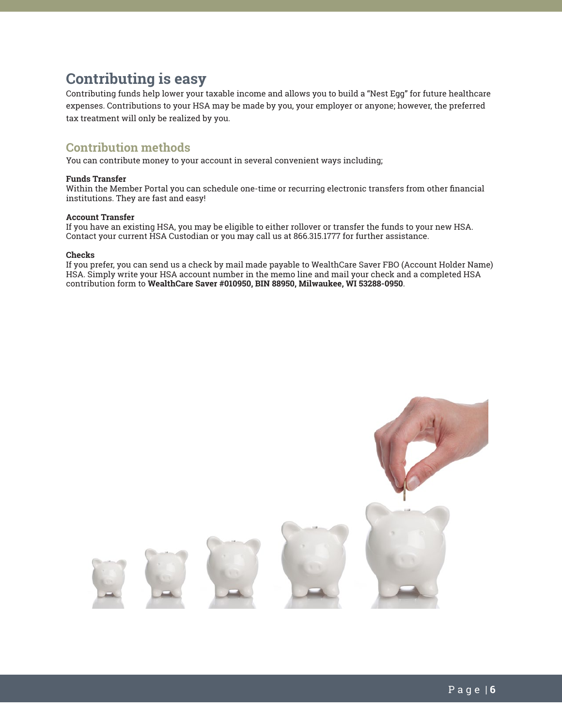# Contributing is easy

Contributing funds help lower your taxable income and allows you to build a “Nest Egg” for future healthcare expenses. Contributions to your HSA may be made by you, your employer or anyone; however, the preferred tax treatment will only be realized by you.

## Contribution methods

You can contribute money to your account in several convenient ways including;

**Funds Transfer**
Within the Member Portal you can schedule one-time or recurring electronic transfers from other financial institutions. They are fast and easy!

**Account Transfer**
If you have an existing HSA, you may be eligible to either rollover or transfer the funds to your new HSA. Contact your current HSA Custodian or you may call us at 866.315.1777 for further assistance.

**Checks**
If you prefer, you can send us a check by mail made payable to WealthCare Saver FBO (Account Holder Name) HSA. Simply write your HSA account number in the memo line and mail your check and a completed HSA contribution form to **WealthCare Saver #010950, BIN 88950, Milwaukee, WI 53288-0950**.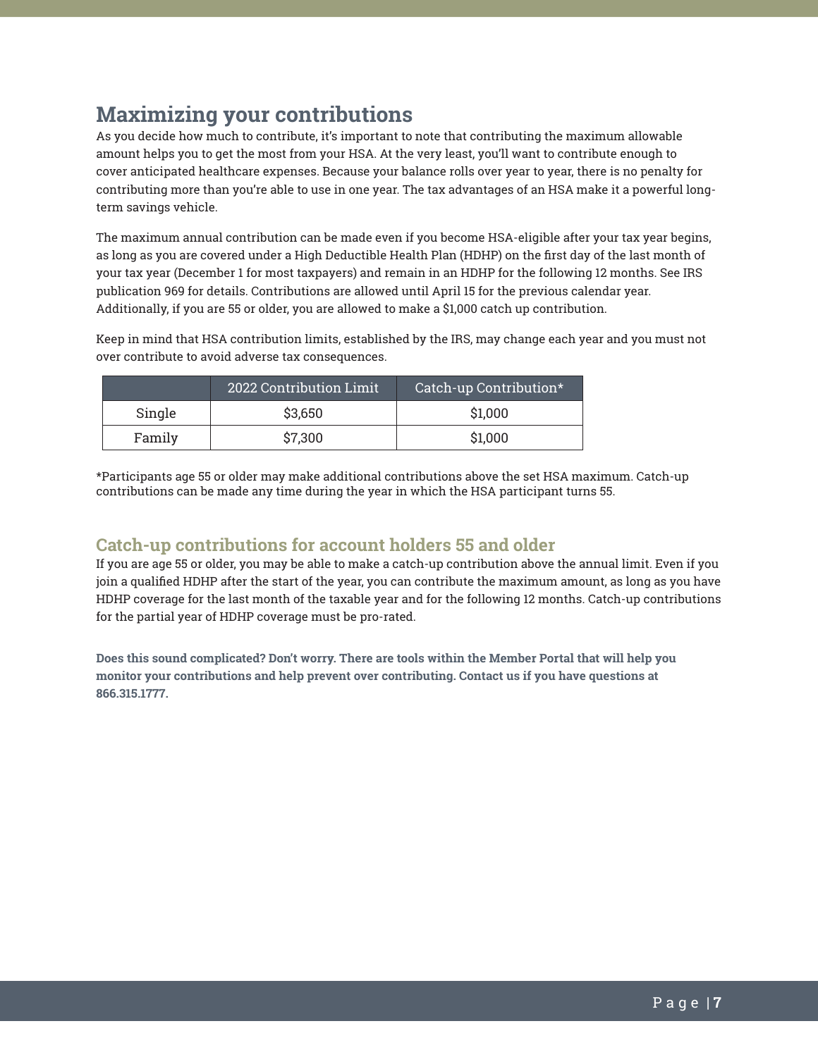## Maximizing your contributions

As you decide how much to contribute, it's important to note that contributing the maximum allowable amount helps you to get the most from your HSA. At the very least, you'll want to contribute enough to cover anticipated healthcare expenses. Because your balance rolls over year to year, there is no penalty for contributing more than you're able to use in one year. The tax advantages of an HSA make it a powerful long-term savings vehicle.

The maximum annual contribution can be made even if you become HSA-eligible after your tax year begins, as long as you are covered under a High Deductible Health Plan (HDHP) on the first day of the last month of your tax year (December 1 for most taxpayers) and remain in an HDHP for the following 12 months. See IRS publication 969 for details. Contributions are allowed until April 15 for the previous calendar year. Additionally, if you are 55 or older, you are allowed to make a $1,000 catch up contribution.

Keep in mind that HSA contribution limits, established by the IRS, may change each year and you must not over contribute to avoid adverse tax consequences.

| | 2022 Contribution Limit | Catch-up Contribution* |
|---|---|---|
| Single | $3,650 | $1,000 |
| Family | $7,300 | $1,000 |

*Participants age 55 or older may make additional contributions above the set HSA maximum. Catch-up contributions can be made any time during the year in which the HSA participant turns 55.

### Catch-up contributions for account holders 55 and older

If you are age 55 or older, you may be able to make a catch-up contribution above the annual limit. Even if you join a qualified HDHP after the start of the year, you can contribute the maximum amount, as long as you have HDHP coverage for the last month of the taxable year and for the following 12 months. Catch-up contributions for the partial year of HDHP coverage must be pro-rated.

**Does this sound complicated? Don't worry. There are tools within the Member Portal that will help you monitor your contributions and help prevent over contributing. Contact us if you have questions at 866.315.1777.**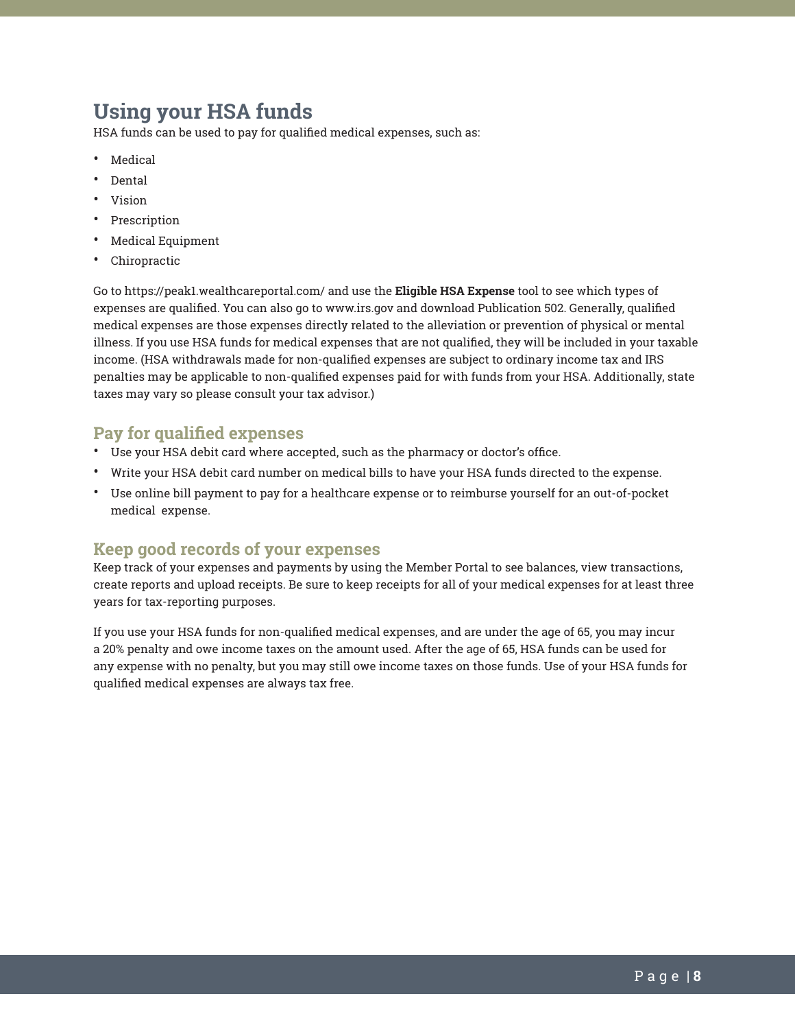# Using your HSA funds

HSA funds can be used to pay for qualified medical expenses, such as:

- Medical
- Dental
- Vision
- Prescription
- Medical Equipment
- Chiropractic

Go to https://peak1.wealthcareportal.com/ and use the **Eligible HSA Expense** tool to see which types of expenses are qualified. You can also go to www.irs.gov and download Publication 502. Generally, qualified medical expenses are those expenses directly related to the alleviation or prevention of physical or mental illness. If you use HSA funds for medical expenses that are not qualified, they will be included in your taxable income. (HSA withdrawals made for non-qualified expenses are subject to ordinary income tax and IRS penalties may be applicable to non-qualified expenses paid for with funds from your HSA. Additionally, state taxes may vary so please consult your tax advisor.)

## Pay for qualified expenses

- Use your HSA debit card where accepted, such as the pharmacy or doctor's office.
- Write your HSA debit card number on medical bills to have your HSA funds directed to the expense.
- Use online bill payment to pay for a healthcare expense or to reimburse yourself for an out-of-pocket medical expense.

## Keep good records of your expenses

Keep track of your expenses and payments by using the Member Portal to see balances, view transactions, create reports and upload receipts. Be sure to keep receipts for all of your medical expenses for at least three years for tax-reporting purposes.

If you use your HSA funds for non-qualified medical expenses, and are under the age of 65, you may incur a 20% penalty and owe income taxes on the amount used. After the age of 65, HSA funds can be used for any expense with no penalty, but you may still owe income taxes on those funds. Use of your HSA funds for qualified medical expenses are always tax free.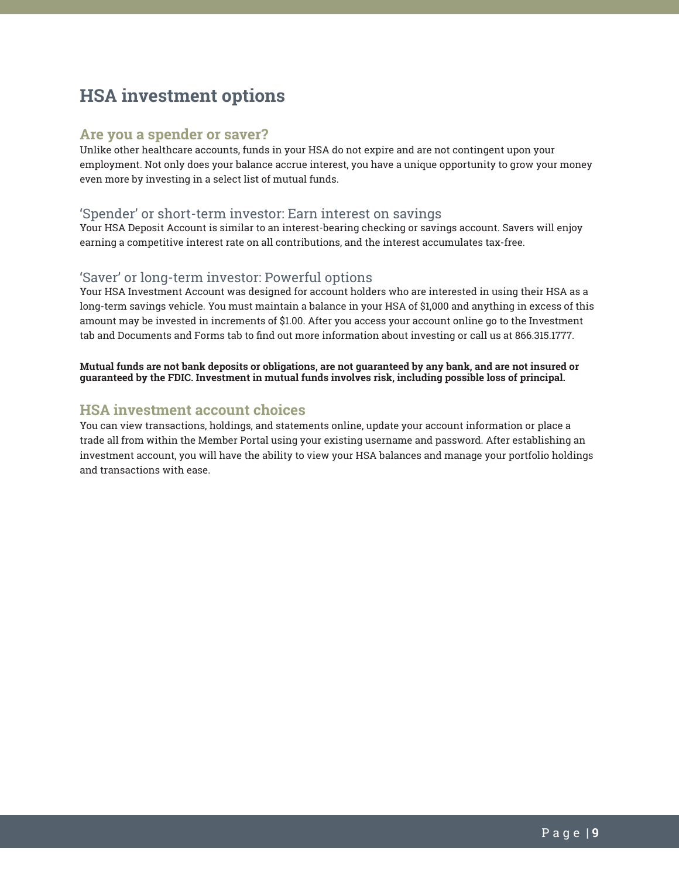# HSA investment options

## Are you a spender or saver?

Unlike other healthcare accounts, funds in your HSA do not expire and are not contingent upon your employment. Not only does your balance accrue interest, you have a unique opportunity to grow your money even more by investing in a select list of mutual funds.

### 'Spender' or short-term investor: Earn interest on savings

Your HSA Deposit Account is similar to an interest-bearing checking or savings account. Savers will enjoy earning a competitive interest rate on all contributions, and the interest accumulates tax-free.

### 'Saver' or long-term investor: Powerful options

Your HSA Investment Account was designed for account holders who are interested in using their HSA as a long-term savings vehicle. You must maintain a balance in your HSA of $1,000 and anything in excess of this amount may be invested in increments of $1.00. After you access your account online go to the Investment tab and Documents and Forms tab to find out more information about investing or call us at 866.315.1777.

**Mutual funds are not bank deposits or obligations, are not guaranteed by any bank, and are not insured or guaranteed by the FDIC. Investment in mutual funds involves risk, including possible loss of principal.**

## HSA investment account choices

You can view transactions, holdings, and statements online, update your account information or place a trade all from within the Member Portal using your existing username and password. After establishing an investment account, you will have the ability to view your HSA balances and manage your portfolio holdings and transactions with ease.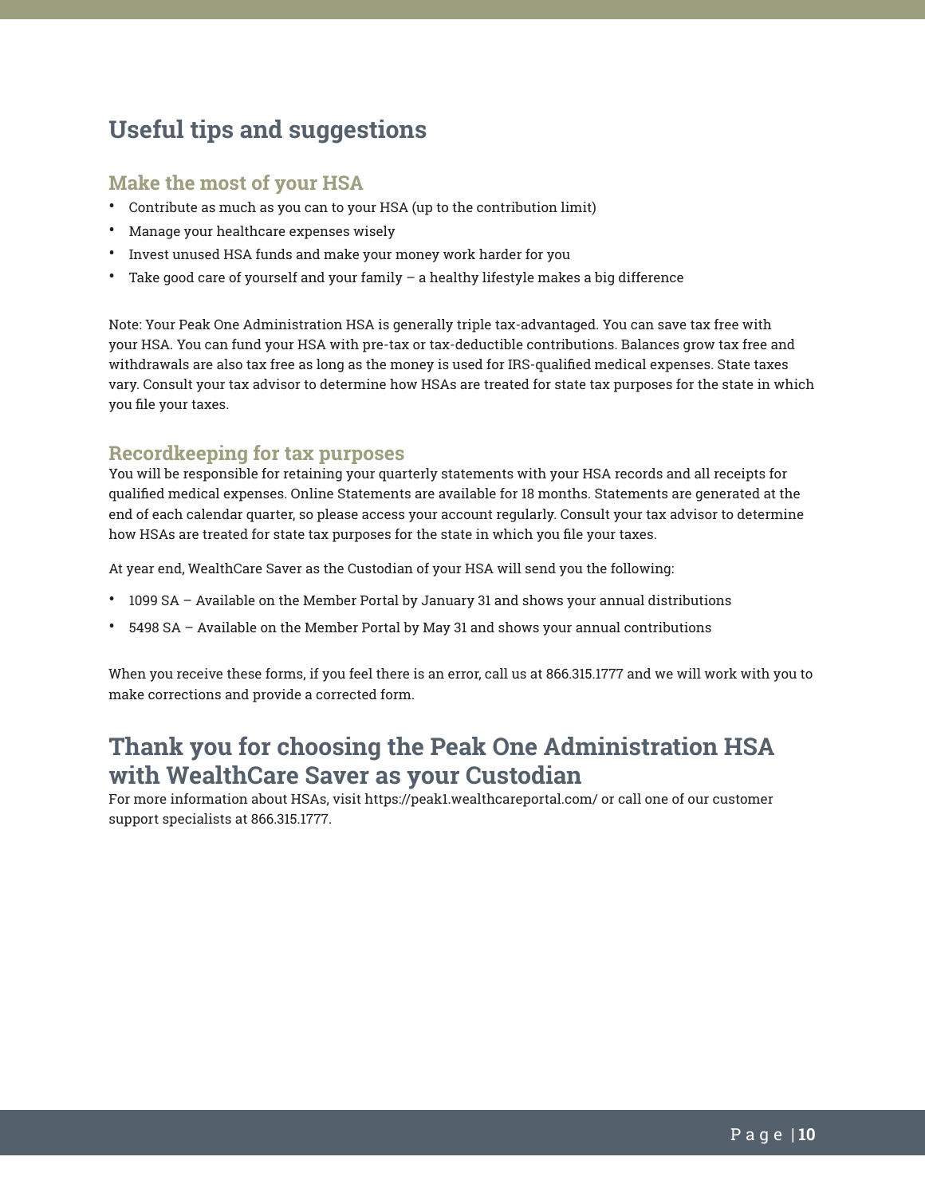# Useful tips and suggestions

## Make the most of your HSA

- Contribute as much as you can to your HSA (up to the contribution limit)
- Manage your healthcare expenses wisely
- Invest unused HSA funds and make your money work harder for you
- Take good care of yourself and your family – a healthy lifestyle makes a big difference

Note: Your Peak One Administration HSA is generally triple tax-advantaged. You can save tax free with your HSA. You can fund your HSA with pre-tax or tax-deductible contributions. Balances grow tax free and withdrawals are also tax free as long as the money is used for IRS-qualified medical expenses. State taxes vary. Consult your tax advisor to determine how HSAs are treated for state tax purposes for the state in which you file your taxes.

## Recordkeeping for tax purposes

You will be responsible for retaining your quarterly statements with your HSA records and all receipts for qualified medical expenses. Online Statements are available for 18 months. Statements are generated at the end of each calendar quarter, so please access your account regularly. Consult your tax advisor to determine how HSAs are treated for state tax purposes for the state in which you file your taxes.

At year end, WealthCare Saver as the Custodian of your HSA will send you the following:

- 1099 SA – Available on the Member Portal by January 31 and shows your annual distributions
- 5498 SA – Available on the Member Portal by May 31 and shows your annual contributions

When you receive these forms, if you feel there is an error, call us at 866.315.1777 and we will work with you to make corrections and provide a corrected form.

# Thank you for choosing the Peak One Administration HSA with WealthCare Saver as your Custodian

For more information about HSAs, visit https://peak1.wealthcareportal.com/ or call one of our customer support specialists at 866.315.1777.